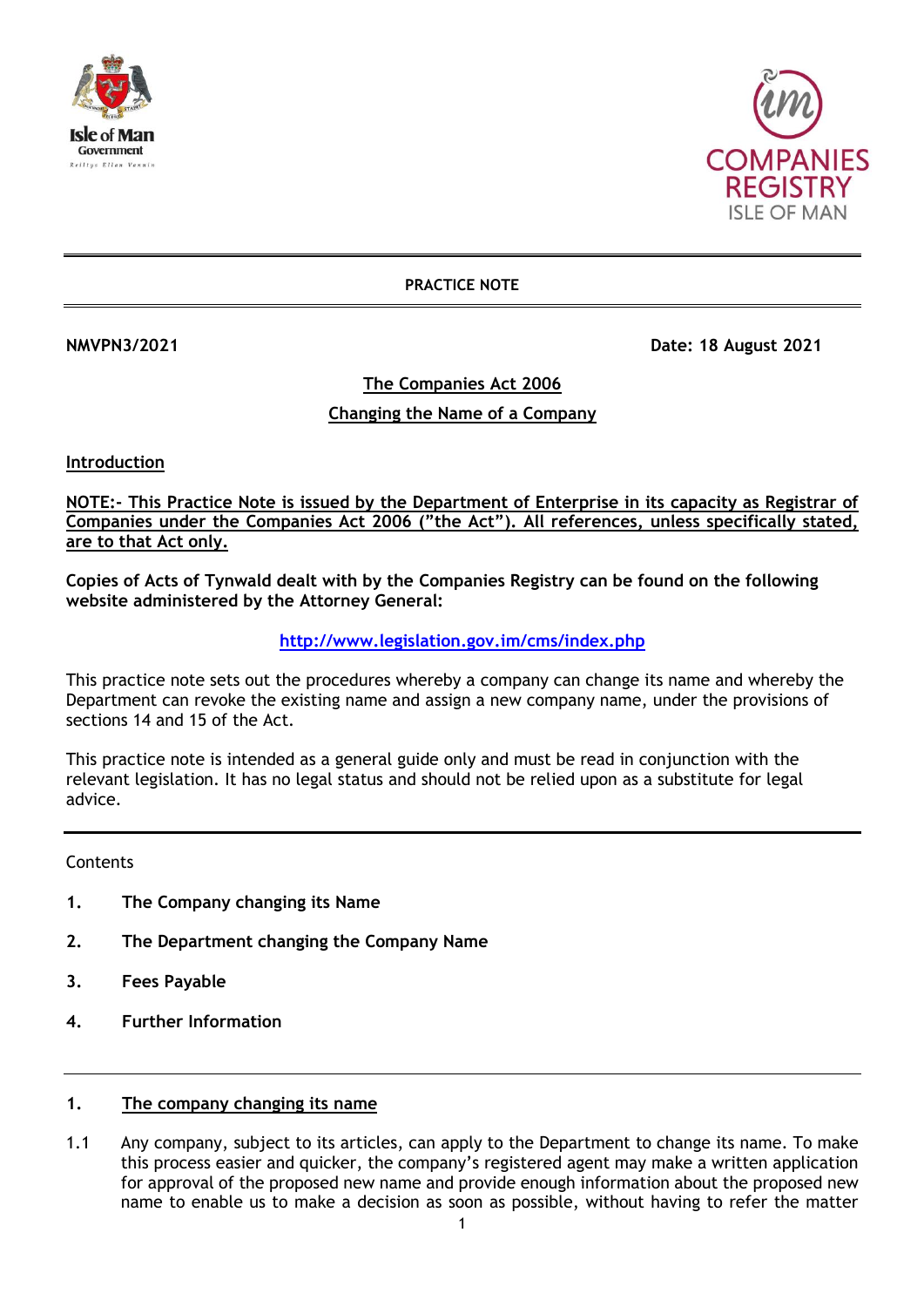**PRACTICE NOTE**

**NMVPN3/2021** **Date: 18 August 2021**

**The Companies Act 2006**

**Changing the Name of a Company**

## Introduction

**NOTE:- This Practice Note is issued by the Department of Enterprise in its capacity as Registrar of Companies under the Companies Act 2006 ("the Act"). All references, unless specifically stated, are to that Act only.**

**Copies of Acts of Tynwald dealt with by the Companies Registry can be found on the following website administered by the Attorney General:**

http://www.legislation.gov.im/cms/index.php

This practice note sets out the procedures whereby a company can change its name and whereby the Department can revoke the existing name and assign a new company name, under the provisions of sections 14 and 15 of the Act.

This practice note is intended as a general guide only and must be read in conjunction with the relevant legislation. It has no legal status and should not be relied upon as a substitute for legal advice.

---

Contents

1. **The Company changing its Name**
2. **The Department changing the Company Name**
3. **Fees Payable**
4. **Further Information**

---

## 1. The company changing its name

1.1 Any company, subject to its articles, can apply to the Department to change its name. To make this process easier and quicker, the company's registered agent may make a written application for approval of the proposed new name and provide enough information about the proposed new name to enable us to make a decision as soon as possible, without having to refer the matter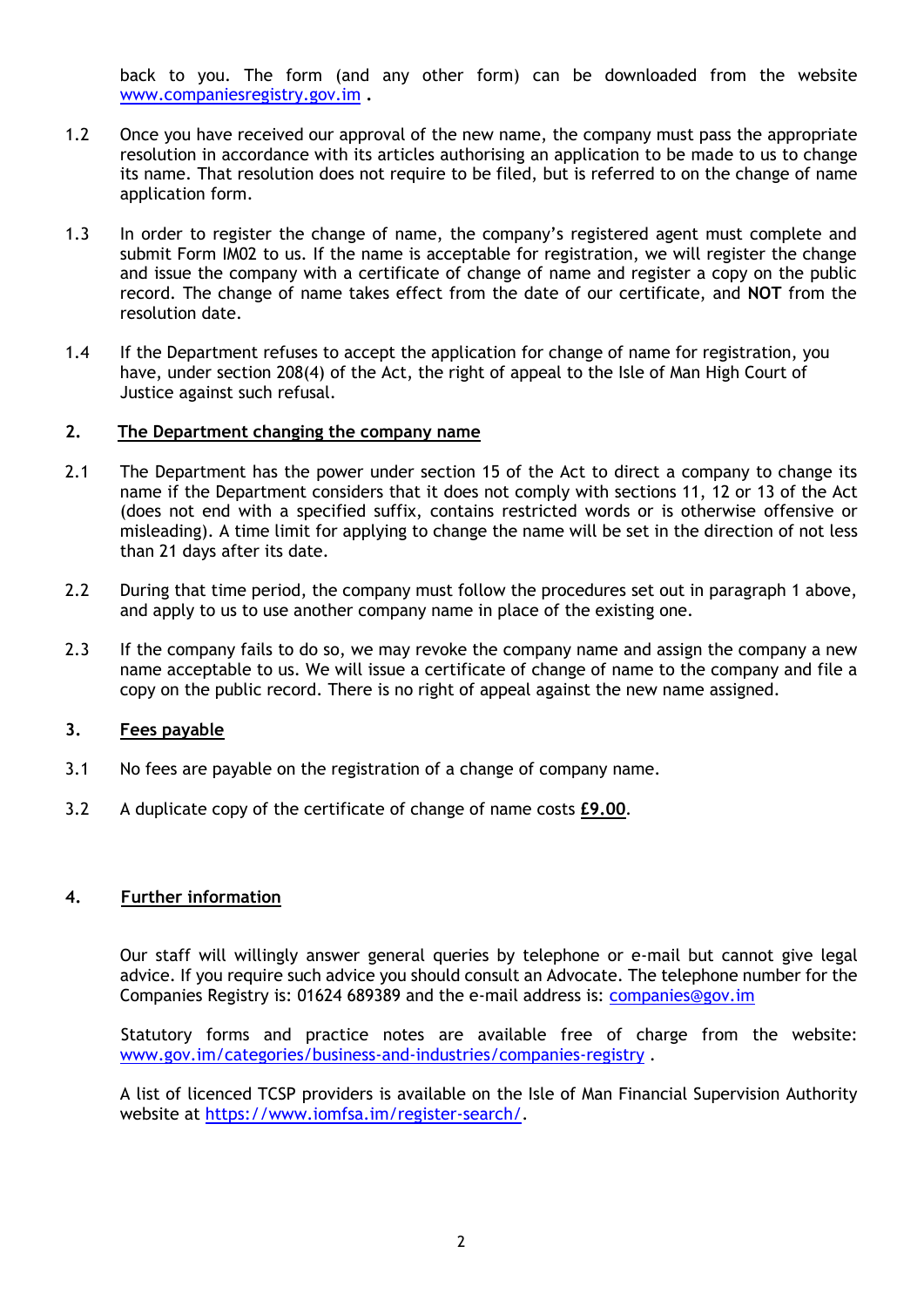back to you. The form (and any other form) can be downloaded from the website www.companiesregistry.gov.im .

1.2 Once you have received our approval of the new name, the company must pass the appropriate resolution in accordance with its articles authorising an application to be made to us to change its name. That resolution does not require to be filed, but is referred to on the change of name application form.

1.3 In order to register the change of name, the company's registered agent must complete and submit Form IM02 to us. If the name is acceptable for registration, we will register the change and issue the company with a certificate of change of name and register a copy on the public record. The change of name takes effect from the date of our certificate, and **NOT** from the resolution date.

1.4 If the Department refuses to accept the application for change of name for registration, you have, under section 208(4) of the Act, the right of appeal to the Isle of Man High Court of Justice against such refusal.

## 2. The Department changing the company name

2.1 The Department has the power under section 15 of the Act to direct a company to change its name if the Department considers that it does not comply with sections 11, 12 or 13 of the Act (does not end with a specified suffix, contains restricted words or is otherwise offensive or misleading). A time limit for applying to change the name will be set in the direction of not less than 21 days after its date.

2.2 During that time period, the company must follow the procedures set out in paragraph 1 above, and apply to us to use another company name in place of the existing one.

2.3 If the company fails to do so, we may revoke the company name and assign the company a new name acceptable to us. We will issue a certificate of change of name to the company and file a copy on the public record. There is no right of appeal against the new name assigned.

## 3. Fees payable

3.1 No fees are payable on the registration of a change of company name.

3.2 A duplicate copy of the certificate of change of name costs **£9.00**.

## 4. Further information

Our staff will willingly answer general queries by telephone or e-mail but cannot give legal advice. If you require such advice you should consult an Advocate. The telephone number for the Companies Registry is: 01624 689389 and the e-mail address is: companies@gov.im

Statutory forms and practice notes are available free of charge from the website: www.gov.im/categories/business-and-industries/companies-registry .

A list of licenced TCSP providers is available on the Isle of Man Financial Supervision Authority website at https://www.iomfsa.im/register-search/.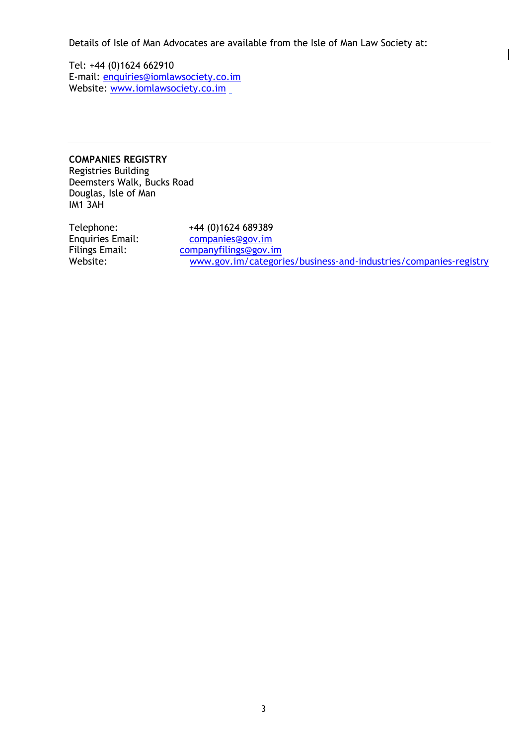Details of Isle of Man Advocates are available from the Isle of Man Law Society at:

Tel: +44 (0)1624 662910
E-mail: enquiries@iomlawsociety.co.im
Website: www.iomlawsociety.co.im

---

**COMPANIES REGISTRY**
Registries Building
Deemsters Walk, Bucks Road
Douglas, Isle of Man
IM1 3AH

| | |
|---|---|
| Telephone: | +44 (0)1624 689389 |
| Enquiries Email: | companies@gov.im |
| Filings Email: | companyfilings@gov.im |
| Website: | www.gov.im/categories/business-and-industries/companies-registry |